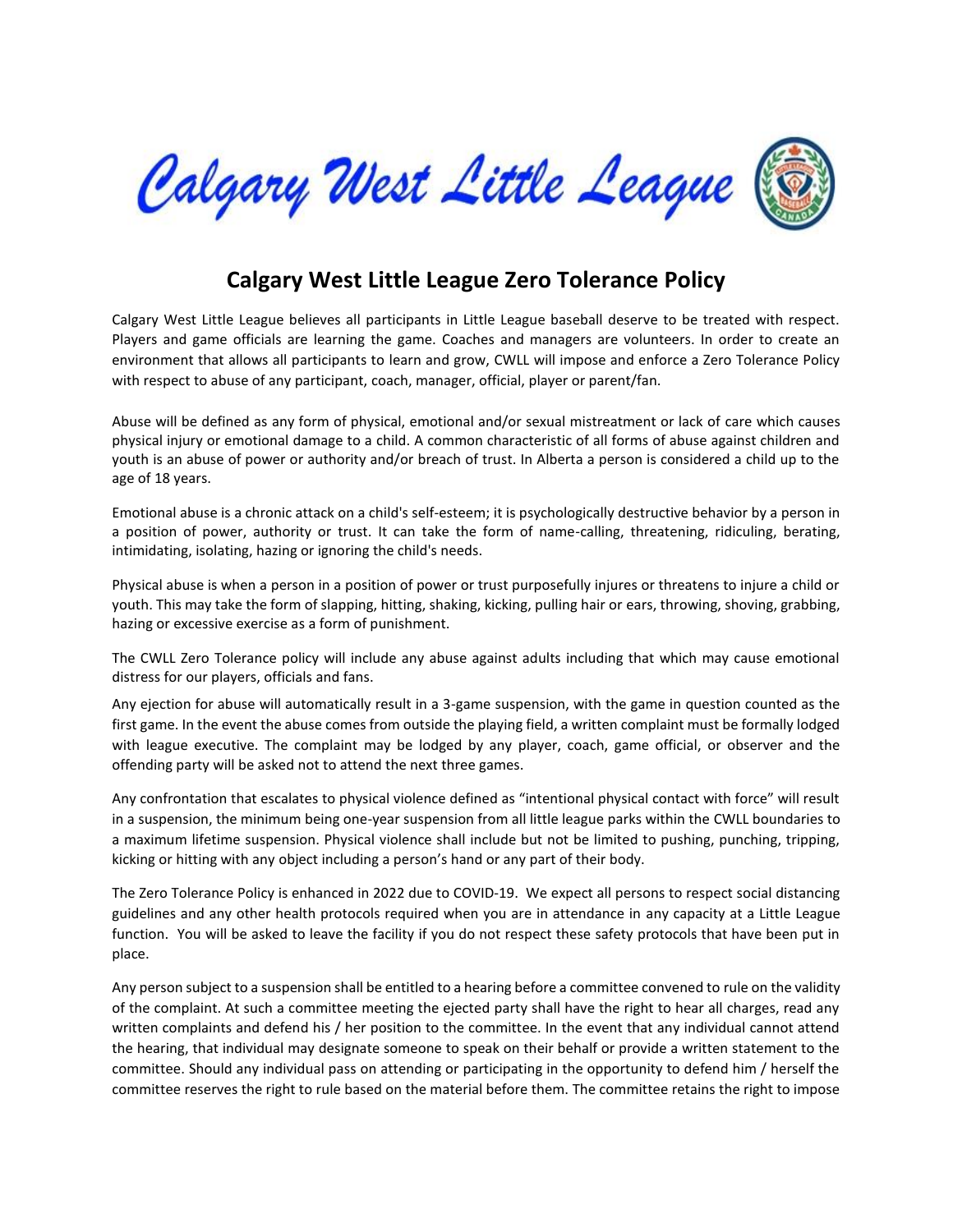Calgary West Little League

# Calgary West Little League Zero Tolerance Policy

Calgary West Little League believes all participants in Little League baseball deserve to be treated with respect. Players and game officials are learning the game. Coaches and managers are volunteers. In order to create an environment that allows all participants to learn and grow, CWLL will impose and enforce a Zero Tolerance Policy with respect to abuse of any participant, coach, manager, official, player or parent/fan.

Abuse will be defined as any form of physical, emotional and/or sexual mistreatment or lack of care which causes physical injury or emotional damage to a child. A common characteristic of all forms of abuse against children and youth is an abuse of power or authority and/or breach of trust. In Alberta a person is considered a child up to the age of 18 years.

Emotional abuse is a chronic attack on a child's self-esteem; it is psychologically destructive behavior by a person in a position of power, authority or trust. It can take the form of name-calling, threatening, ridiculing, berating, intimidating, isolating, hazing or ignoring the child's needs.

Physical abuse is when a person in a position of power or trust purposefully injures or threatens to injure a child or youth. This may take the form of slapping, hitting, shaking, kicking, pulling hair or ears, throwing, shoving, grabbing, hazing or excessive exercise as a form of punishment.

The CWLL Zero Tolerance policy will include any abuse against adults including that which may cause emotional distress for our players, officials and fans.

Any ejection for abuse will automatically result in a 3-game suspension, with the game in question counted as the first game. In the event the abuse comes from outside the playing field, a written complaint must be formally lodged with league executive. The complaint may be lodged by any player, coach, game official, or observer and the offending party will be asked not to attend the next three games.

Any confrontation that escalates to physical violence defined as "intentional physical contact with force" will result in a suspension, the minimum being one-year suspension from all little league parks within the CWLL boundaries to a maximum lifetime suspension. Physical violence shall include but not be limited to pushing, punching, tripping, kicking or hitting with any object including a person's hand or any part of their body.

The Zero Tolerance Policy is enhanced in 2022 due to COVID-19. We expect all persons to respect social distancing guidelines and any other health protocols required when you are in attendance in any capacity at a Little League function. You will be asked to leave the facility if you do not respect these safety protocols that have been put in place.

Any person subject to a suspension shall be entitled to a hearing before a committee convened to rule on the validity of the complaint. At such a committee meeting the ejected party shall have the right to hear all charges, read any written complaints and defend his / her position to the committee. In the event that any individual cannot attend the hearing, that individual may designate someone to speak on their behalf or provide a written statement to the committee. Should any individual pass on attending or participating in the opportunity to defend him / herself the committee reserves the right to rule based on the material before them. The committee retains the right to impose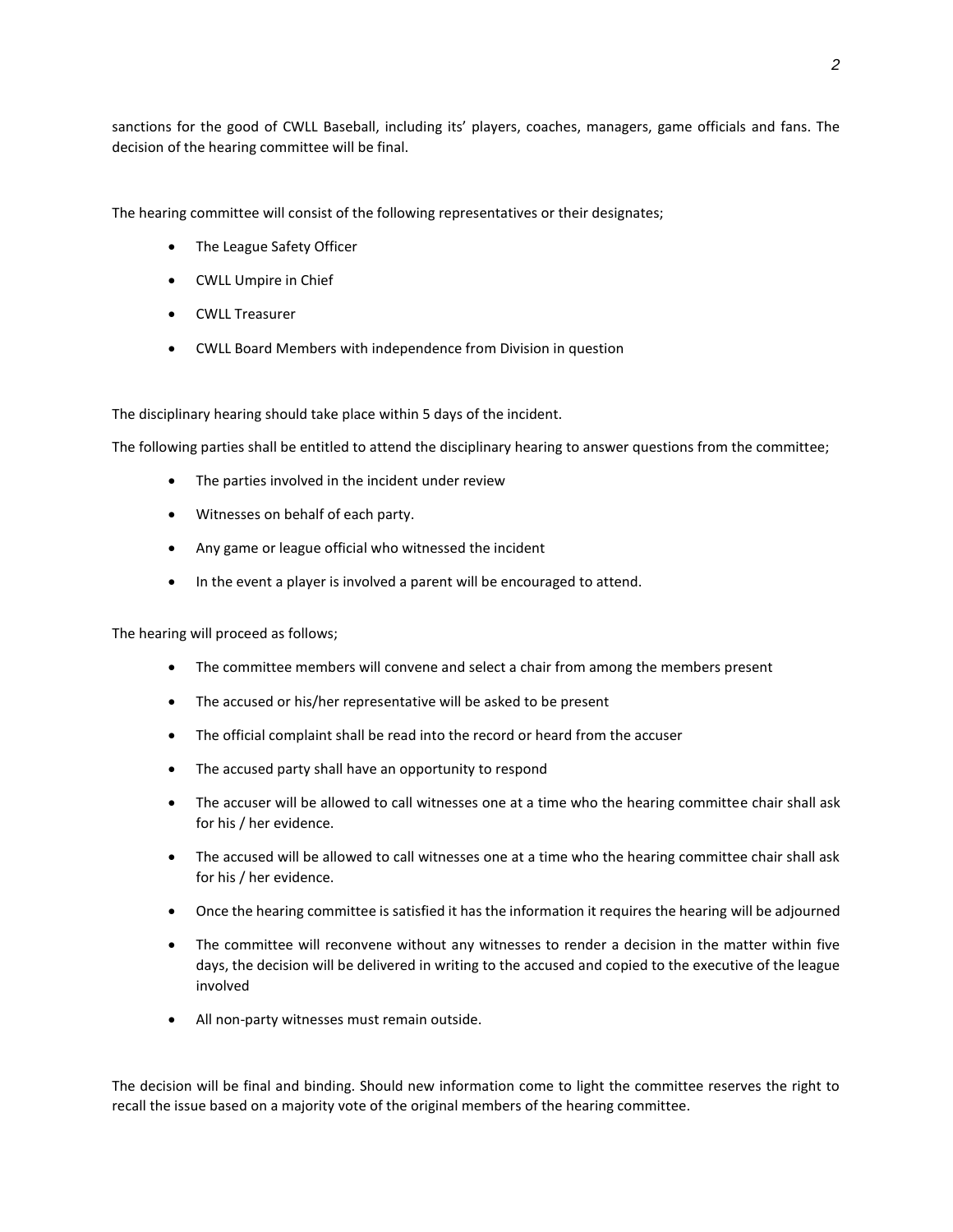sanctions for the good of CWLL Baseball, including its' players, coaches, managers, game officials and fans. The decision of the hearing committee will be final.

The hearing committee will consist of the following representatives or their designates;

- The League Safety Officer
- CWLL Umpire in Chief
- CWLL Treasurer
- CWLL Board Members with independence from Division in question

The disciplinary hearing should take place within 5 days of the incident.

The following parties shall be entitled to attend the disciplinary hearing to answer questions from the committee;

- The parties involved in the incident under review
- Witnesses on behalf of each party.
- Any game or league official who witnessed the incident
- In the event a player is involved a parent will be encouraged to attend.

The hearing will proceed as follows;

- The committee members will convene and select a chair from among the members present
- The accused or his/her representative will be asked to be present
- The official complaint shall be read into the record or heard from the accuser
- The accused party shall have an opportunity to respond
- The accuser will be allowed to call witnesses one at a time who the hearing committee chair shall ask for his / her evidence.
- The accused will be allowed to call witnesses one at a time who the hearing committee chair shall ask for his / her evidence.
- Once the hearing committee is satisfied it has the information it requires the hearing will be adjourned
- The committee will reconvene without any witnesses to render a decision in the matter within five days, the decision will be delivered in writing to the accused and copied to the executive of the league involved
- All non-party witnesses must remain outside.

The decision will be final and binding. Should new information come to light the committee reserves the right to recall the issue based on a majority vote of the original members of the hearing committee.